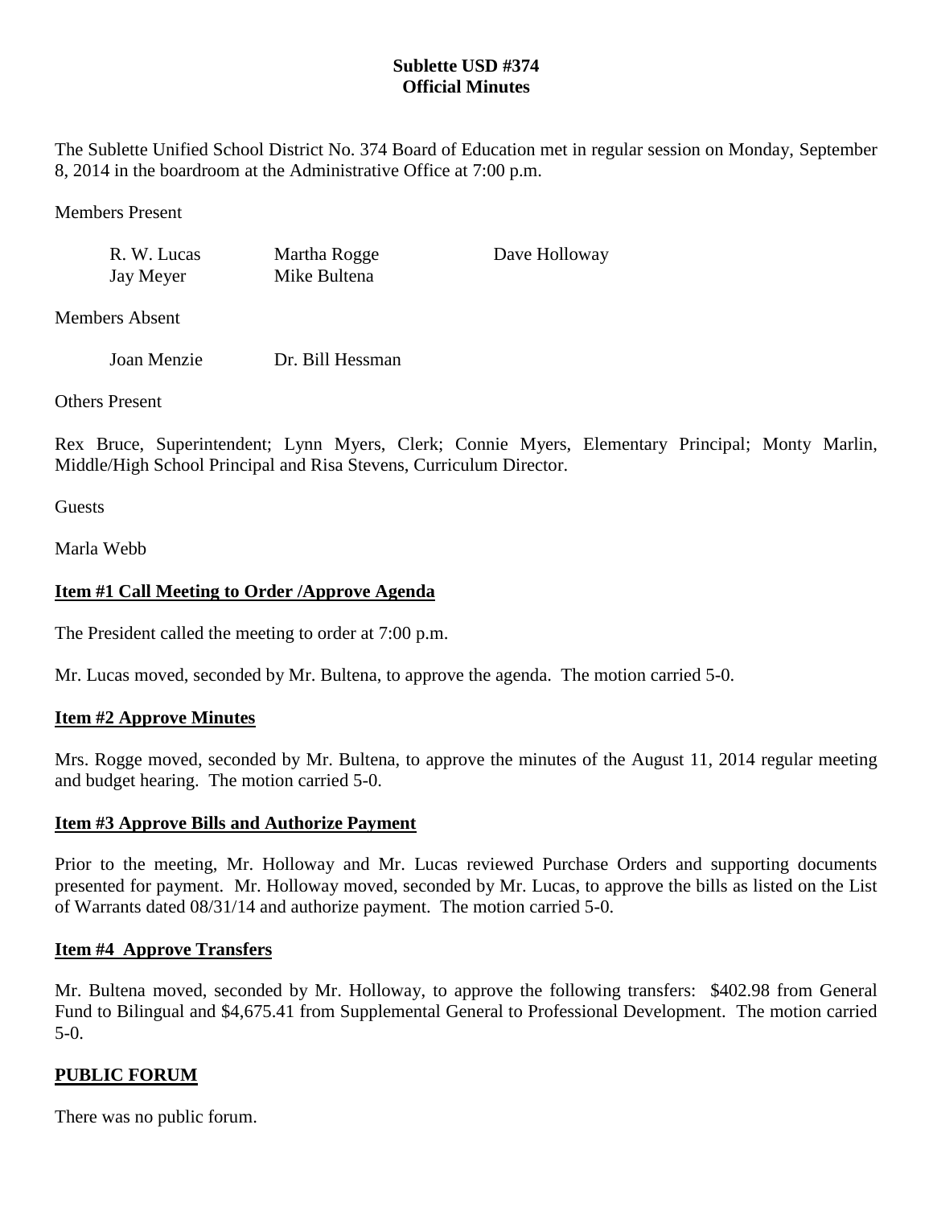# Sublette USD #374
## Official Minutes

The Sublette Unified School District No. 374 Board of Education met in regular session on Monday, September 8, 2014 in the boardroom at the Administrative Office at 7:00 p.m.

Members Present

| | | |
|---|---|---|
| R. W. Lucas | Martha Rogge | Dave Holloway |
| Jay Meyer | Mike Bultena | |

Members Absent

| | |
|---|---|
| Joan Menzie | Dr. Bill Hessman |

Others Present

Rex Bruce, Superintendent; Lynn Myers, Clerk; Connie Myers, Elementary Principal; Monty Marlin, Middle/High School Principal and Risa Stevens, Curriculum Director.

Guests

Marla Webb

**Item #1 Call Meeting to Order /Approve Agenda**

The President called the meeting to order at 7:00 p.m.

Mr. Lucas moved, seconded by Mr. Bultena, to approve the agenda. The motion carried 5-0.

**Item #2 Approve Minutes**

Mrs. Rogge moved, seconded by Mr. Bultena, to approve the minutes of the August 11, 2014 regular meeting and budget hearing. The motion carried 5-0.

**Item #3 Approve Bills and Authorize Payment**

Prior to the meeting, Mr. Holloway and Mr. Lucas reviewed Purchase Orders and supporting documents presented for payment. Mr. Holloway moved, seconded by Mr. Lucas, to approve the bills as listed on the List of Warrants dated 08/31/14 and authorize payment. The motion carried 5-0.

**Item #4 Approve Transfers**

Mr. Bultena moved, seconded by Mr. Holloway, to approve the following transfers: $402.98 from General Fund to Bilingual and $4,675.41 from Supplemental General to Professional Development. The motion carried 5-0.

**PUBLIC FORUM**

There was no public forum.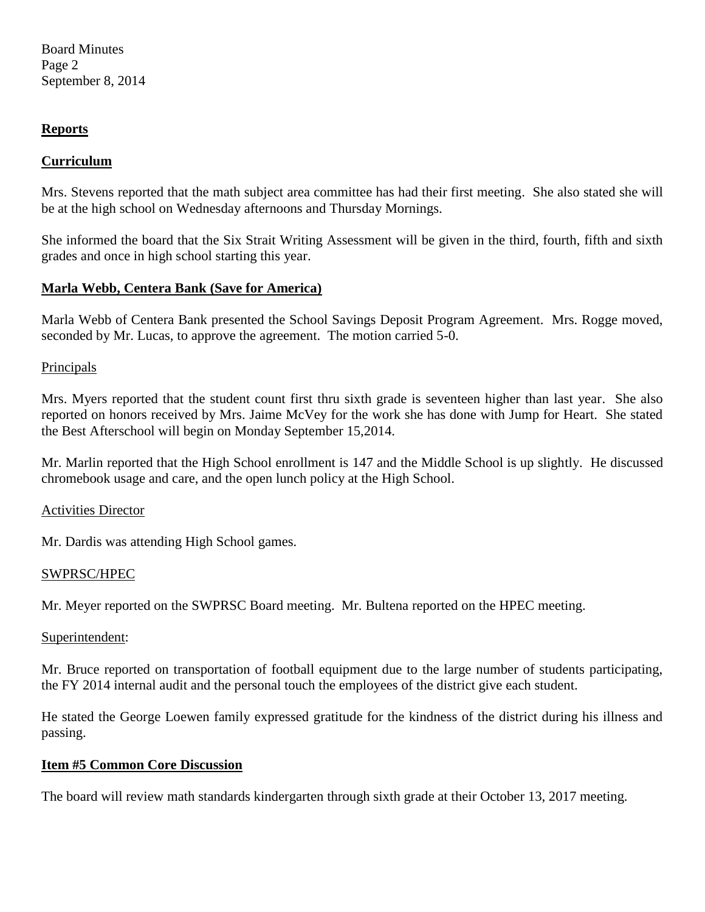## Reports

## Curriculum

Mrs. Stevens reported that the math subject area committee has had their first meeting. She also stated she will be at the high school on Wednesday afternoons and Thursday Mornings.

She informed the board that the Six Strait Writing Assessment will be given in the third, fourth, fifth and sixth grades and once in high school starting this year.

## Marla Webb, Centera Bank (Save for America)

Marla Webb of Centera Bank presented the School Savings Deposit Program Agreement. Mrs. Rogge moved, seconded by Mr. Lucas, to approve the agreement. The motion carried 5-0.

### Principals

Mrs. Myers reported that the student count first thru sixth grade is seventeen higher than last year. She also reported on honors received by Mrs. Jaime McVey for the work she has done with Jump for Heart. She stated the Best Afterschool will begin on Monday September 15,2014.

Mr. Marlin reported that the High School enrollment is 147 and the Middle School is up slightly. He discussed chromebook usage and care, and the open lunch policy at the High School.

### Activities Director

Mr. Dardis was attending High School games.

### SWPRSC/HPEC

Mr. Meyer reported on the SWPRSC Board meeting. Mr. Bultena reported on the HPEC meeting.

### Superintendent:

Mr. Bruce reported on transportation of football equipment due to the large number of students participating, the FY 2014 internal audit and the personal touch the employees of the district give each student.

He stated the George Loewen family expressed gratitude for the kindness of the district during his illness and passing.

## Item #5 Common Core Discussion

The board will review math standards kindergarten through sixth grade at their October 13, 2017 meeting.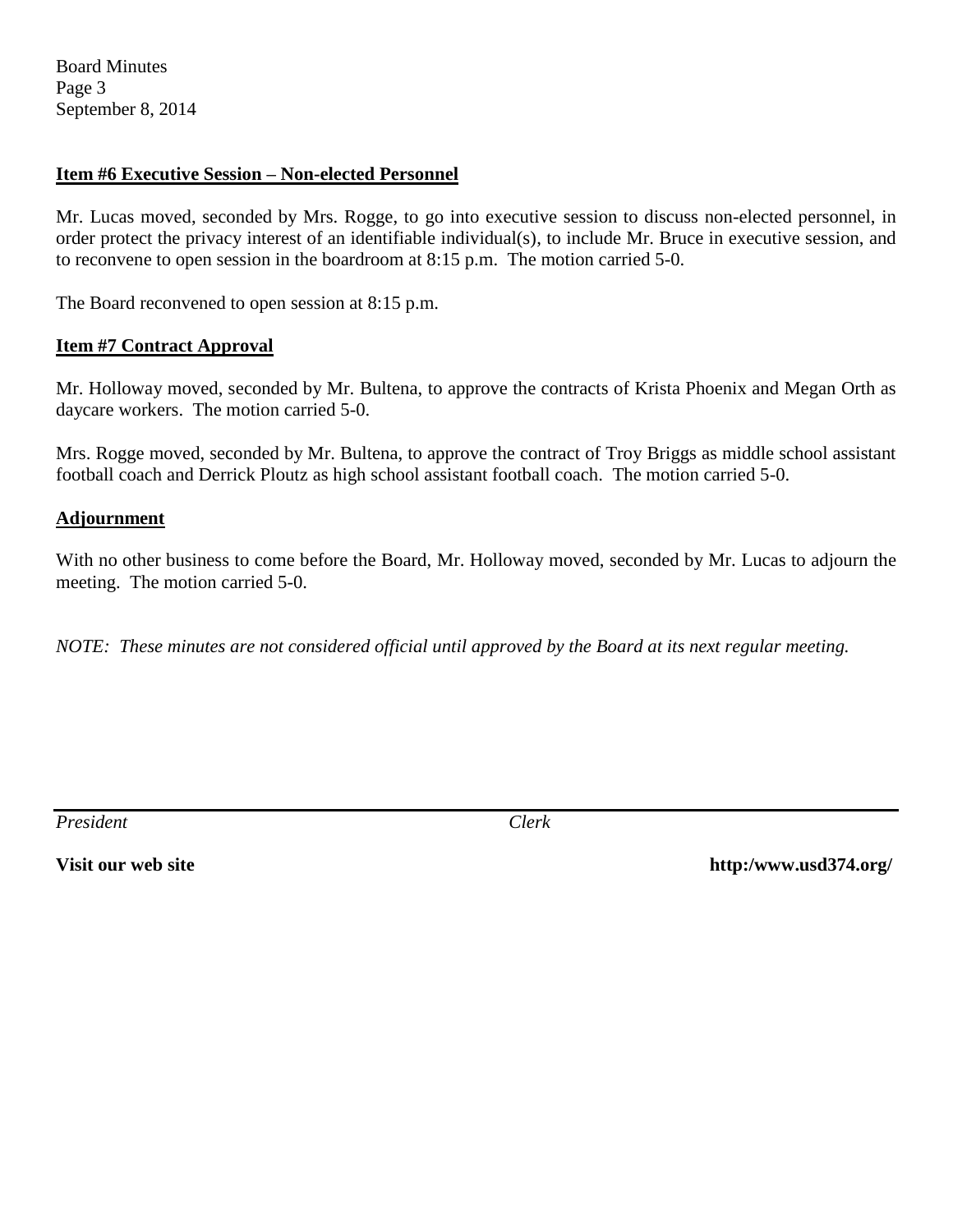**Item #6 Executive Session – Non-elected Personnel**

Mr. Lucas moved, seconded by Mrs. Rogge, to go into executive session to discuss non-elected personnel, in order protect the privacy interest of an identifiable individual(s), to include Mr. Bruce in executive session, and to reconvene to open session in the boardroom at 8:15 p.m. The motion carried 5-0.

The Board reconvened to open session at 8:15 p.m.

**Item #7 Contract Approval**

Mr. Holloway moved, seconded by Mr. Bultena, to approve the contracts of Krista Phoenix and Megan Orth as daycare workers. The motion carried 5-0.

Mrs. Rogge moved, seconded by Mr. Bultena, to approve the contract of Troy Briggs as middle school assistant football coach and Derrick Ploutz as high school assistant football coach. The motion carried 5-0.

**Adjournment**

With no other business to come before the Board, Mr. Holloway moved, seconded by Mr. Lucas to adjourn the meeting. The motion carried 5-0.

*NOTE: These minutes are not considered official until approved by the Board at its next regular meeting.*

*President* *Clerk*

**Visit our web site** **http:/www.usd374.org/**